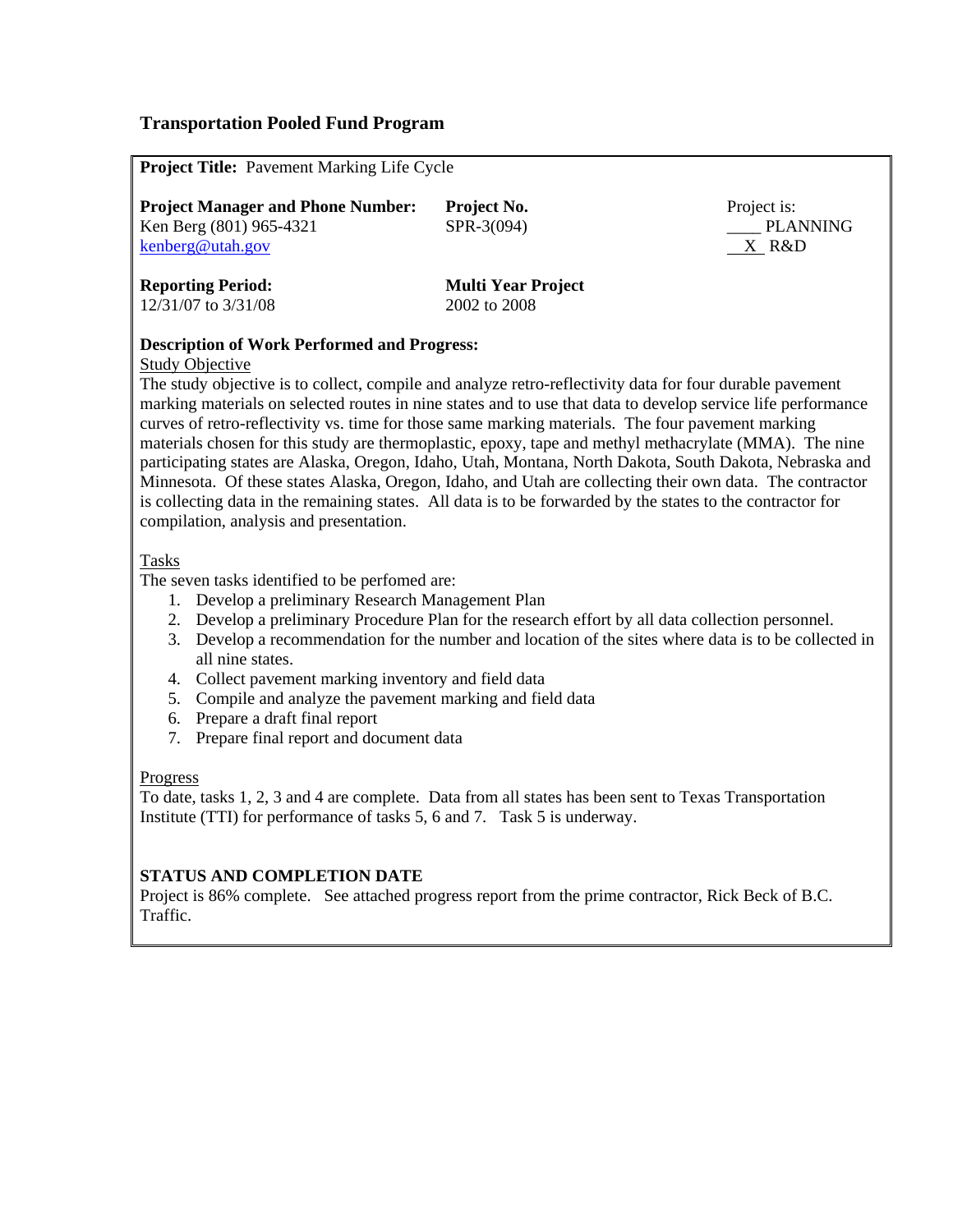# Transportation Pooled Fund Program

**Project Title:** Pavement Marking Life Cycle

| **Project Manager and Phone Number:** | **Project No.** | Project is: |
|---|---|---|
| Ken Berg (801) 965-4321<br>kenberg@utah.gov | SPR-3(094) | ____ PLANNING<br>__X__ R&D |

| **Reporting Period:** | **Multi Year Project** |
|---|---|
| 12/31/07 to 3/31/08 | 2002 to 2008 |

**Description of Work Performed and Progress:**

Study Objective

The study objective is to collect, compile and analyze retro-reflectivity data for four durable pavement marking materials on selected routes in nine states and to use that data to develop service life performance curves of retro-reflectivity vs. time for those same marking materials. The four pavement marking materials chosen for this study are thermoplastic, epoxy, tape and methyl methacrylate (MMA). The nine participating states are Alaska, Oregon, Idaho, Utah, Montana, North Dakota, South Dakota, Nebraska and Minnesota. Of these states Alaska, Oregon, Idaho, and Utah are collecting their own data. The contractor is collecting data in the remaining states. All data is to be forwarded by the states to the contractor for compilation, analysis and presentation.

Tasks

The seven tasks identified to be perfomed are:

1. Develop a preliminary Research Management Plan
2. Develop a preliminary Procedure Plan for the research effort by all data collection personnel.
3. Develop a recommendation for the number and location of the sites where data is to be collected in all nine states.
4. Collect pavement marking inventory and field data
5. Compile and analyze the pavement marking and field data
6. Prepare a draft final report
7. Prepare final report and document data

Progress

To date, tasks 1, 2, 3 and 4 are complete. Data from all states has been sent to Texas Transportation Institute (TTI) for performance of tasks 5, 6 and 7. Task 5 is underway.

**STATUS AND COMPLETION DATE**

Project is 86% complete. See attached progress report from the prime contractor, Rick Beck of B.C. Traffic.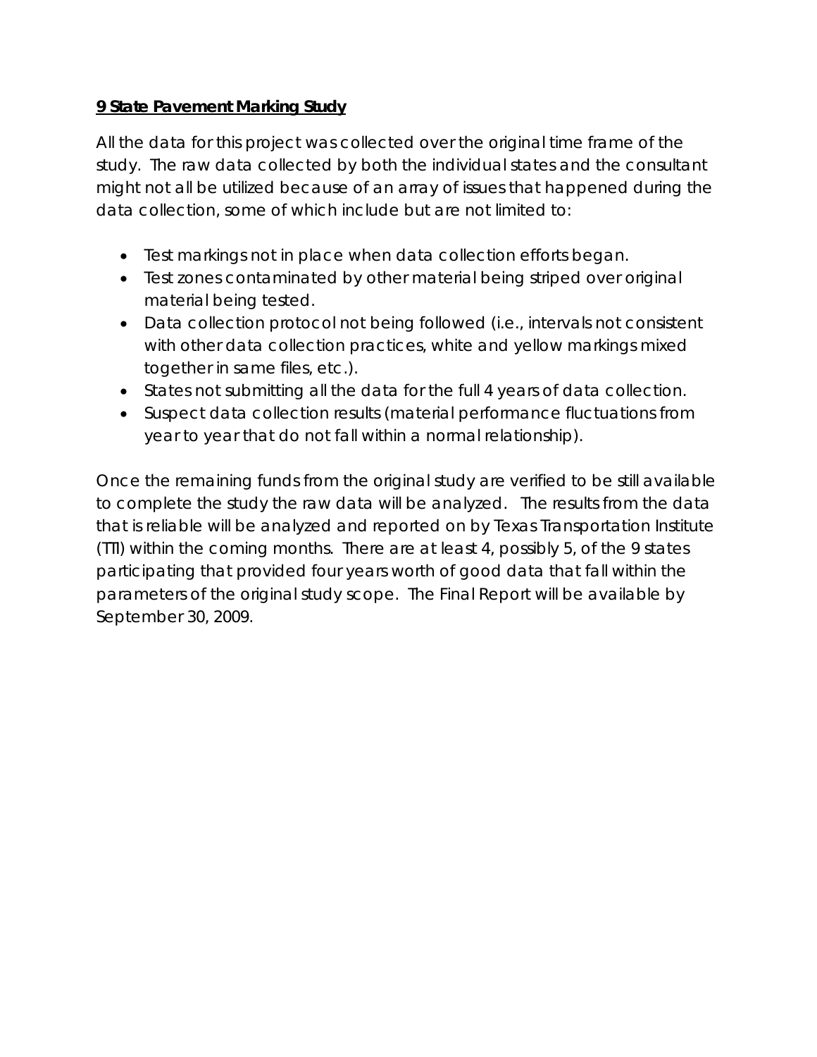**9 State Pavement Marking Study**

All the data for this project was collected over the original time frame of the study. The raw data collected by both the individual states and the consultant might not all be utilized because of an array of issues that happened during the data collection, some of which include but are not limited to:

- Test markings not in place when data collection efforts began.
- Test zones contaminated by other material being striped over original material being tested.
- Data collection protocol not being followed (i.e., intervals not consistent with other data collection practices, white and yellow markings mixed together in same files, etc.).
- States not submitting all the data for the full 4 years of data collection.
- Suspect data collection results (material performance fluctuations from year to year that do not fall within a normal relationship).

Once the remaining funds from the original study are verified to be still available to complete the study the raw data will be analyzed. The results from the data that is reliable will be analyzed and reported on by Texas Transportation Institute (TTI) within the coming months. There are at least 4, possibly 5, of the 9 states participating that provided four years worth of good data that fall within the parameters of the original study scope. The Final Report will be available by September 30, 2009.